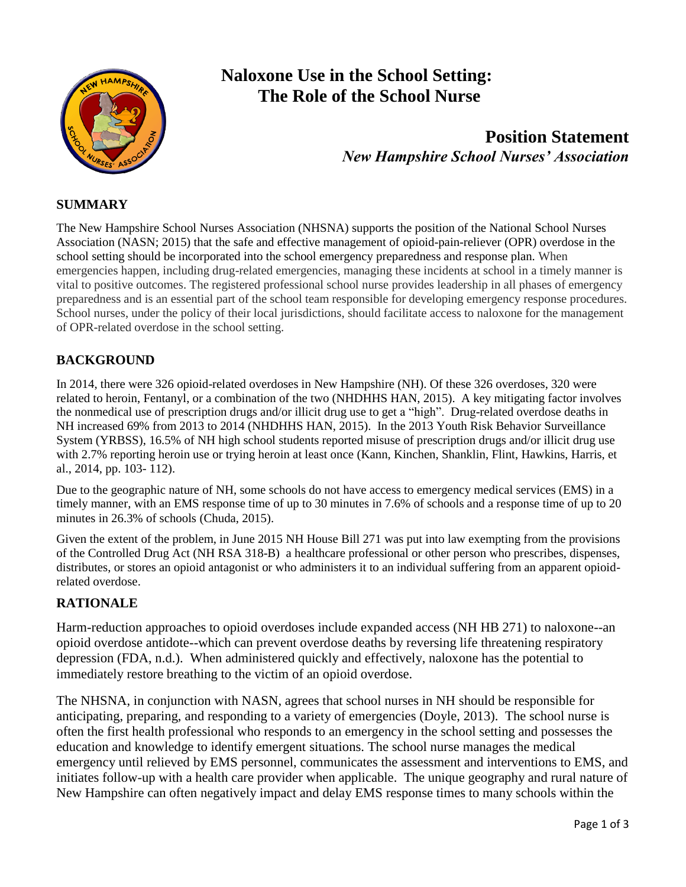# Naloxone Use in the School Setting: The Role of the School Nurse

## Position Statement

***New Hampshire School Nurses' Association***

## SUMMARY

The New Hampshire School Nurses Association (NHSNA) supports the position of the National School Nurses Association (NASN; 2015) that the safe and effective management of opioid-pain-reliever (OPR) overdose in the school setting should be incorporated into the school emergency preparedness and response plan. When emergencies happen, including drug-related emergencies, managing these incidents at school in a timely manner is vital to positive outcomes. The registered professional school nurse provides leadership in all phases of emergency preparedness and is an essential part of the school team responsible for developing emergency response procedures. School nurses, under the policy of their local jurisdictions, should facilitate access to naloxone for the management of OPR-related overdose in the school setting.

## BACKGROUND

In 2014, there were 326 opioid-related overdoses in New Hampshire (NH). Of these 326 overdoses, 320 were related to heroin, Fentanyl, or a combination of the two (NHDHHS HAN, 2015). A key mitigating factor involves the nonmedical use of prescription drugs and/or illicit drug use to get a "high". Drug-related overdose deaths in NH increased 69% from 2013 to 2014 (NHDHHS HAN, 2015). In the 2013 Youth Risk Behavior Surveillance System (YRBSS), 16.5% of NH high school students reported misuse of prescription drugs and/or illicit drug use with 2.7% reporting heroin use or trying heroin at least once (Kann, Kinchen, Shanklin, Flint, Hawkins, Harris, et al., 2014, pp. 103- 112).

Due to the geographic nature of NH, some schools do not have access to emergency medical services (EMS) in a timely manner, with an EMS response time of up to 30 minutes in 7.6% of schools and a response time of up to 20 minutes in 26.3% of schools (Chuda, 2015).

Given the extent of the problem, in June 2015 NH House Bill 271 was put into law exempting from the provisions of the Controlled Drug Act (NH RSA 318-B) a healthcare professional or other person who prescribes, dispenses, distributes, or stores an opioid antagonist or who administers it to an individual suffering from an apparent opioid-related overdose.

## RATIONALE

Harm-reduction approaches to opioid overdoses include expanded access (NH HB 271) to naloxone--an opioid overdose antidote--which can prevent overdose deaths by reversing life threatening respiratory depression (FDA, n.d.). When administered quickly and effectively, naloxone has the potential to immediately restore breathing to the victim of an opioid overdose.

The NHSNA, in conjunction with NASN, agrees that school nurses in NH should be responsible for anticipating, preparing, and responding to a variety of emergencies (Doyle, 2013). The school nurse is often the first health professional who responds to an emergency in the school setting and possesses the education and knowledge to identify emergent situations. The school nurse manages the medical emergency until relieved by EMS personnel, communicates the assessment and interventions to EMS, and initiates follow-up with a health care provider when applicable. The unique geography and rural nature of New Hampshire can often negatively impact and delay EMS response times to many schools within the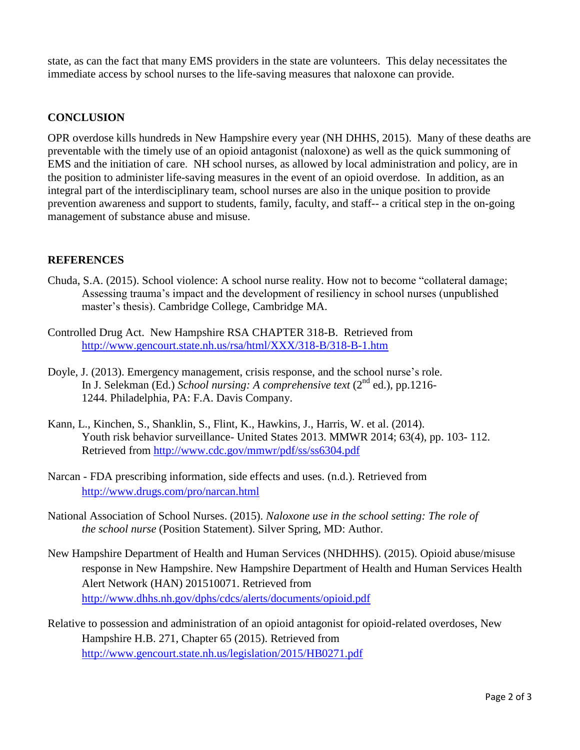state, as can the fact that many EMS providers in the state are volunteers. This delay necessitates the immediate access by school nurses to the life-saving measures that naloxone can provide.

## CONCLUSION

OPR overdose kills hundreds in New Hampshire every year (NH DHHS, 2015). Many of these deaths are preventable with the timely use of an opioid antagonist (naloxone) as well as the quick summoning of EMS and the initiation of care. NH school nurses, as allowed by local administration and policy, are in the position to administer life-saving measures in the event of an opioid overdose. In addition, as an integral part of the interdisciplinary team, school nurses are also in the unique position to provide prevention awareness and support to students, family, faculty, and staff-- a critical step in the on-going management of substance abuse and misuse.

## REFERENCES

Chuda, S.A. (2015). School violence: A school nurse reality. How not to become "collateral damage; Assessing trauma's impact and the development of resiliency in school nurses (unpublished master's thesis). Cambridge College, Cambridge MA.

Controlled Drug Act. New Hampshire RSA CHAPTER 318-B. Retrieved from http://www.gencourt.state.nh.us/rsa/html/XXX/318-B/318-B-1.htm

Doyle, J. (2013). Emergency management, crisis response, and the school nurse's role. In J. Selekman (Ed.) *School nursing: A comprehensive text* (2nd ed.), pp.1216-1244. Philadelphia, PA: F.A. Davis Company.

Kann, L., Kinchen, S., Shanklin, S., Flint, K., Hawkins, J., Harris, W. et al. (2014). Youth risk behavior surveillance- United States 2013. MMWR 2014; 63(4), pp. 103- 112. Retrieved from http://www.cdc.gov/mmwr/pdf/ss/ss6304.pdf

Narcan - FDA prescribing information, side effects and uses. (n.d.). Retrieved from http://www.drugs.com/pro/narcan.html

National Association of School Nurses. (2015). *Naloxone use in the school setting: The role of the school nurse* (Position Statement). Silver Spring, MD: Author.

New Hampshire Department of Health and Human Services (NHDHHS). (2015). Opioid abuse/misuse response in New Hampshire. New Hampshire Department of Health and Human Services Health Alert Network (HAN) 201510071. Retrieved from http://www.dhhs.nh.gov/dphs/cdcs/alerts/documents/opioid.pdf

Relative to possession and administration of an opioid antagonist for opioid-related overdoses, New Hampshire H.B. 271, Chapter 65 (2015). Retrieved from http://www.gencourt.state.nh.us/legislation/2015/HB0271.pdf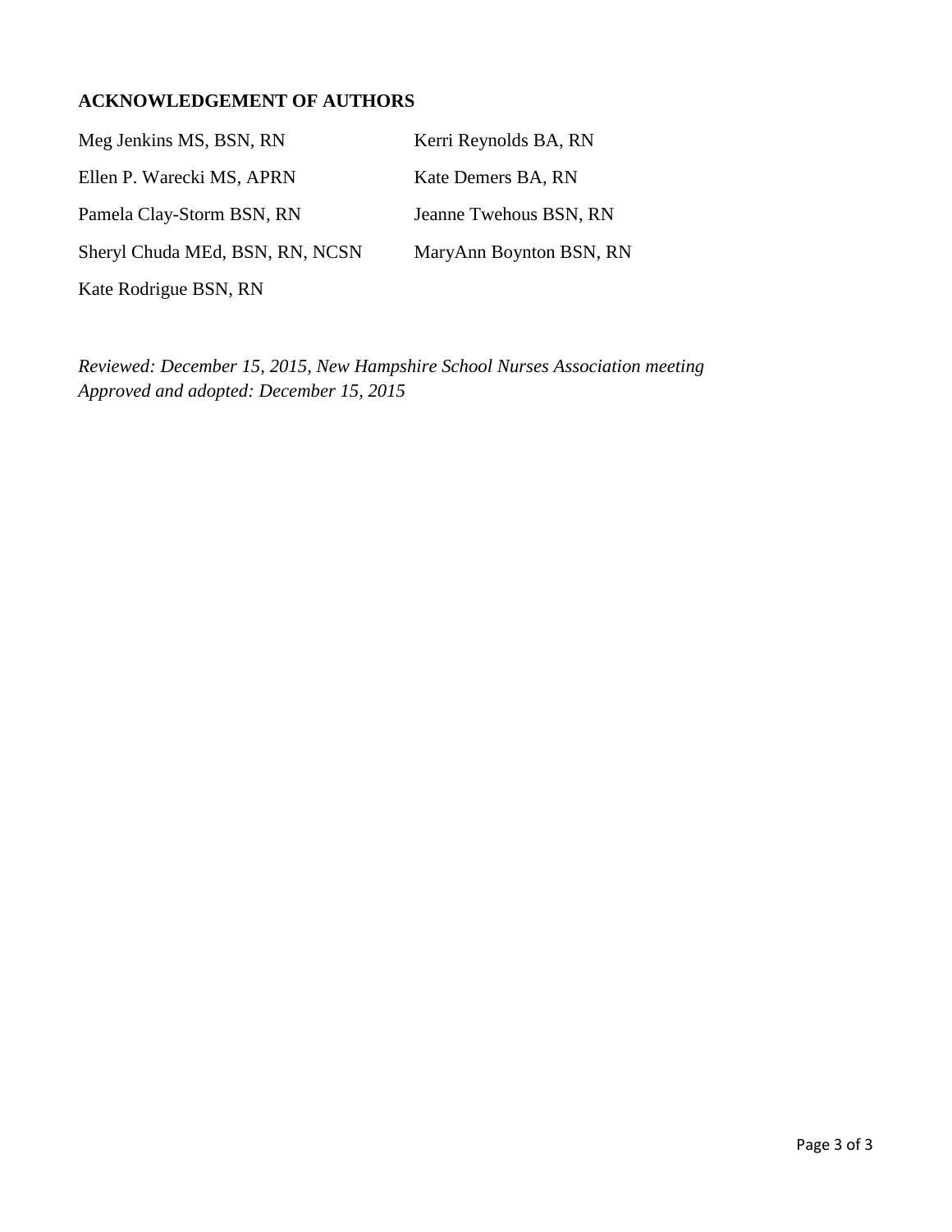**ACKNOWLEDGEMENT OF AUTHORS**

Meg Jenkins MS, BSN, RN

Ellen P. Warecki MS, APRN

Pamela Clay-Storm BSN, RN

Sheryl Chuda MEd, BSN, RN, NCSN

Kate Rodrigue BSN, RN

Kerri Reynolds BA, RN

Kate Demers BA, RN

Jeanne Twehous BSN, RN

MaryAnn Boynton BSN, RN

*Reviewed: December 15, 2015, New Hampshire School Nurses Association meeting*
*Approved and adopted: December 15, 2015*